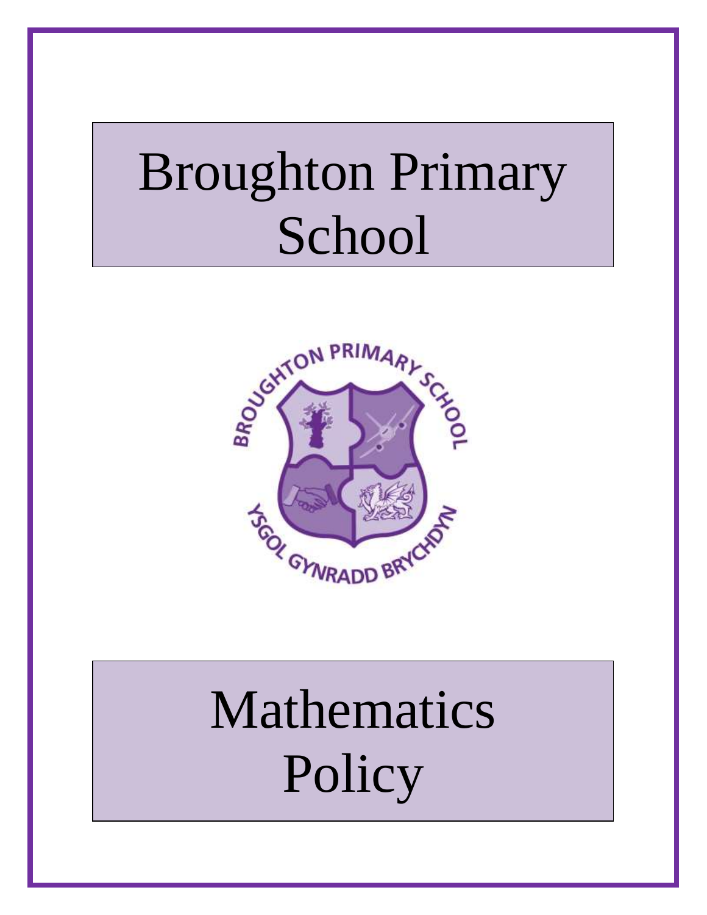# Broughton Primary School

# Mathematics Policy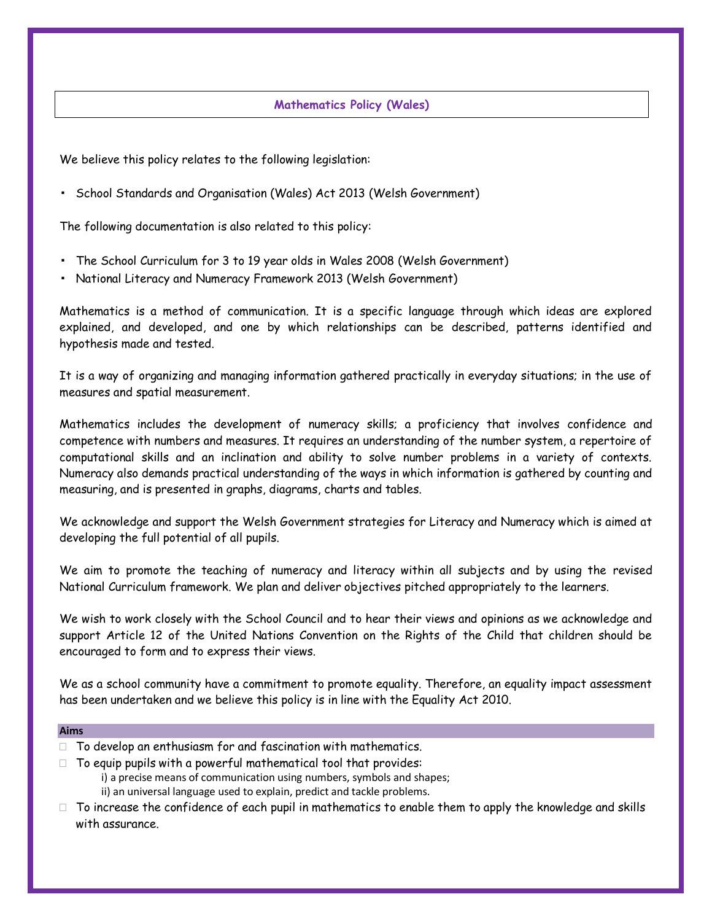## Mathematics Policy (Wales)

We believe this policy relates to the following legislation:

- School Standards and Organisation (Wales) Act 2013 (Welsh Government)

The following documentation is also related to this policy:

- The School Curriculum for 3 to 19 year olds in Wales 2008 (Welsh Government)
- National Literacy and Numeracy Framework 2013 (Welsh Government)

Mathematics is a method of communication. It is a specific language through which ideas are explored explained, and developed, and one by which relationships can be described, patterns identified and hypothesis made and tested.

It is a way of organizing and managing information gathered practically in everyday situations; in the use of measures and spatial measurement.

Mathematics includes the development of numeracy skills; a proficiency that involves confidence and competence with numbers and measures. It requires an understanding of the number system, a repertoire of computational skills and an inclination and ability to solve number problems in a variety of contexts. Numeracy also demands practical understanding of the ways in which information is gathered by counting and measuring, and is presented in graphs, diagrams, charts and tables.

We acknowledge and support the Welsh Government strategies for Literacy and Numeracy which is aimed at developing the full potential of all pupils.

We aim to promote the teaching of numeracy and literacy within all subjects and by using the revised National Curriculum framework. We plan and deliver objectives pitched appropriately to the learners.

We wish to work closely with the School Council and to hear their views and opinions as we acknowledge and support Article 12 of the United Nations Convention on the Rights of the Child that children should be encouraged to form and to express their views.

We as a school community have a commitment to promote equality. Therefore, an equality impact assessment has been undertaken and we believe this policy is in line with the Equality Act 2010.

### Aims

- To develop an enthusiasm for and fascination with mathematics.
- To equip pupils with a powerful mathematical tool that provides:
  - i) a precise means of communication using numbers, symbols and shapes;
  - ii) an universal language used to explain, predict and tackle problems.
- To increase the confidence of each pupil in mathematics to enable them to apply the knowledge and skills with assurance.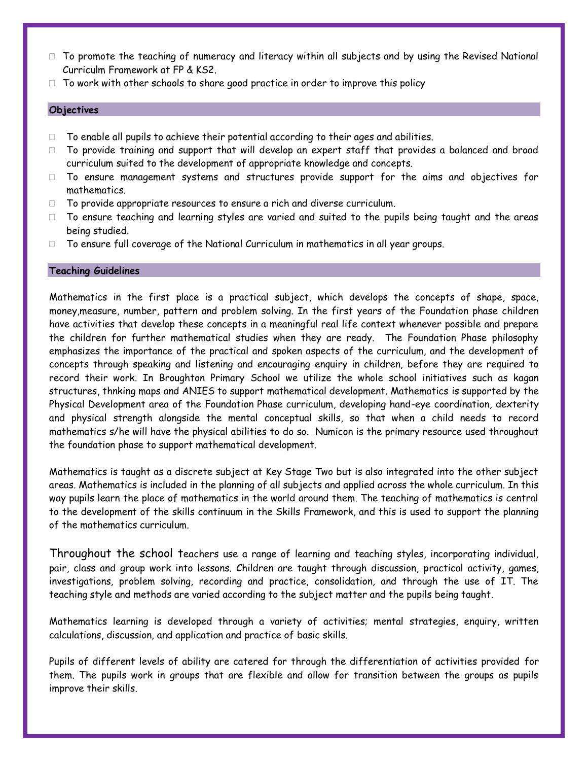- To promote the teaching of numeracy and literacy within all subjects and by using the Revised National Curriculm Framework at FP & KS2.
- To work with other schools to share good practice in order to improve this policy

## Objectives

- To enable all pupils to achieve their potential according to their ages and abilities.
- To provide training and support that will develop an expert staff that provides a balanced and broad curriculum suited to the development of appropriate knowledge and concepts.
- To ensure management systems and structures provide support for the aims and objectives for mathematics.
- To provide appropriate resources to ensure a rich and diverse curriculum.
- To ensure teaching and learning styles are varied and suited to the pupils being taught and the areas being studied.
- To ensure full coverage of the National Curriculum in mathematics in all year groups.

## Teaching Guidelines

Mathematics in the first place is a practical subject, which develops the concepts of shape, space, money,measure, number, pattern and problem solving. In the first years of the Foundation phase children have activities that develop these concepts in a meaningful real life context whenever possible and prepare the children for further mathematical studies when they are ready. The Foundation Phase philosophy emphasizes the importance of the practical and spoken aspects of the curriculum, and the development of concepts through speaking and listening and encouraging enquiry in children, before they are required to record their work. In Broughton Primary School we utilize the whole school initiatives such as kagan structures, thnking maps and ANIES to support mathematical development. Mathematics is supported by the Physical Development area of the Foundation Phase curriculum, developing hand-eye coordination, dexterity and physical strength alongside the mental conceptual skills, so that when a child needs to record mathematics s/he will have the physical abilities to do so. Numicon is the primary resource used throughout the foundation phase to support mathematical development.

Mathematics is taught as a discrete subject at Key Stage Two but is also integrated into the other subject areas. Mathematics is included in the planning of all subjects and applied across the whole curriculum. In this way pupils learn the place of mathematics in the world around them. The teaching of mathematics is central to the development of the skills continuum in the Skills Framework, and this is used to support the planning of the mathematics curriculum.

Throughout the school teachers use a range of learning and teaching styles, incorporating individual, pair, class and group work into lessons. Children are taught through discussion, practical activity, games, investigations, problem solving, recording and practice, consolidation, and through the use of IT. The teaching style and methods are varied according to the subject matter and the pupils being taught.

Mathematics learning is developed through a variety of activities; mental strategies, enquiry, written calculations, discussion, and application and practice of basic skills.

Pupils of different levels of ability are catered for through the differentiation of activities provided for them. The pupils work in groups that are flexible and allow for transition between the groups as pupils improve their skills.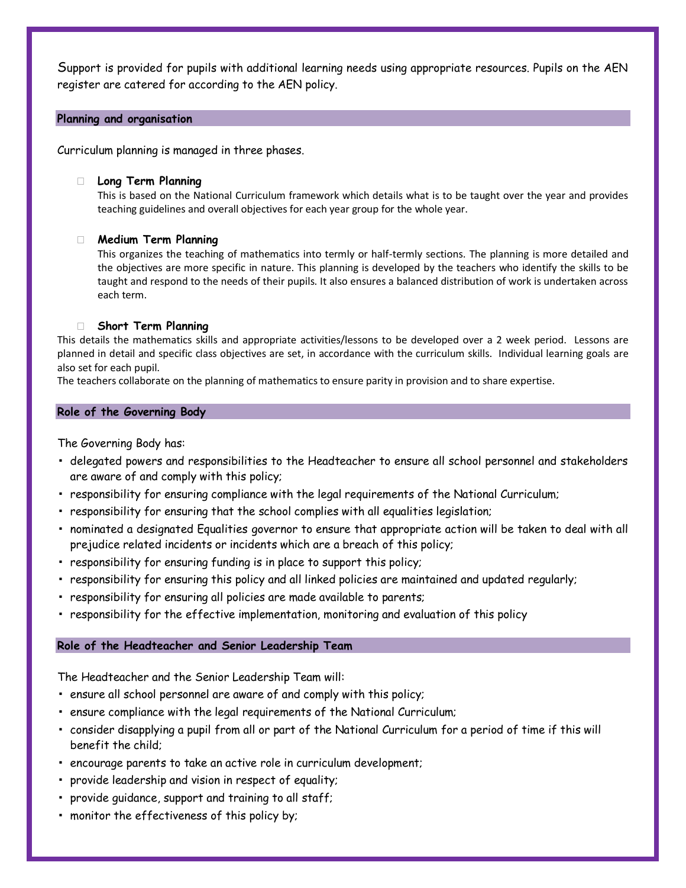Support is provided for pupils with additional learning needs using appropriate resources. Pupils on the AEN register are catered for according to the AEN policy.

## Planning and organisation

Curriculum planning is managed in three phases.

- **Long Term Planning**
  This is based on the National Curriculum framework which details what is to be taught over the year and provides teaching guidelines and overall objectives for each year group for the whole year.

- **Medium Term Planning**
  This organizes the teaching of mathematics into termly or half-termly sections. The planning is more detailed and the objectives are more specific in nature. This planning is developed by the teachers who identify the skills to be taught and respond to the needs of their pupils. It also ensures a balanced distribution of work is undertaken across each term.

- **Short Term Planning**

This details the mathematics skills and appropriate activities/lessons to be developed over a 2 week period. Lessons are planned in detail and specific class objectives are set, in accordance with the curriculum skills. Individual learning goals are also set for each pupil.
The teachers collaborate on the planning of mathematics to ensure parity in provision and to share expertise.

## Role of the Governing Body

The Governing Body has:

- delegated powers and responsibilities to the Headteacher to ensure all school personnel and stakeholders are aware of and comply with this policy;
- responsibility for ensuring compliance with the legal requirements of the National Curriculum;
- responsibility for ensuring that the school complies with all equalities legislation;
- nominated a designated Equalities governor to ensure that appropriate action will be taken to deal with all prejudice related incidents or incidents which are a breach of this policy;
- responsibility for ensuring funding is in place to support this policy;
- responsibility for ensuring this policy and all linked policies are maintained and updated regularly;
- responsibility for ensuring all policies are made available to parents;
- responsibility for the effective implementation, monitoring and evaluation of this policy

## Role of the Headteacher and Senior Leadership Team

The Headteacher and the Senior Leadership Team will:

- ensure all school personnel are aware of and comply with this policy;
- ensure compliance with the legal requirements of the National Curriculum;
- consider disapplying a pupil from all or part of the National Curriculum for a period of time if this will benefit the child;
- encourage parents to take an active role in curriculum development;
- provide leadership and vision in respect of equality;
- provide guidance, support and training to all staff;
- monitor the effectiveness of this policy by;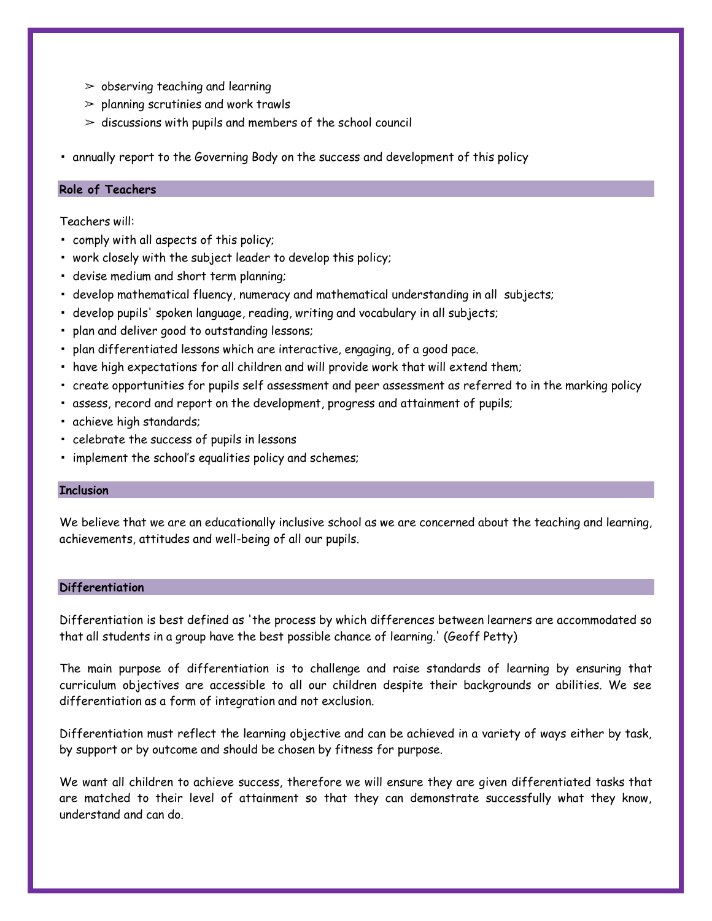- observing teaching and learning
- planning scrutinies and work trawls
- discussions with pupils and members of the school council

- annually report to the Governing Body on the success and development of this policy

## Role of Teachers

Teachers will:

- comply with all aspects of this policy;
- work closely with the subject leader to develop this policy;
- devise medium and short term planning;
- develop mathematical fluency, numeracy and mathematical understanding in all subjects;
- develop pupils' spoken language, reading, writing and vocabulary in all subjects;
- plan and deliver good to outstanding lessons;
- plan differentiated lessons which are interactive, engaging, of a good pace.
- have high expectations for all children and will provide work that will extend them;
- create opportunities for pupils self assessment and peer assessment as referred to in the marking policy
- assess, record and report on the development, progress and attainment of pupils;
- achieve high standards;
- celebrate the success of pupils in lessons
- implement the school's equalities policy and schemes;

## Inclusion

We believe that we are an educationally inclusive school as we are concerned about the teaching and learning, achievements, attitudes and well-being of all our pupils.

## Differentiation

Differentiation is best defined as 'the process by which differences between learners are accommodated so that all students in a group have the best possible chance of learning.' (Geoff Petty)

The main purpose of differentiation is to challenge and raise standards of learning by ensuring that curriculum objectives are accessible to all our children despite their backgrounds or abilities. We see differentiation as a form of integration and not exclusion.

Differentiation must reflect the learning objective and can be achieved in a variety of ways either by task, by support or by outcome and should be chosen by fitness for purpose.

We want all children to achieve success, therefore we will ensure they are given differentiated tasks that are matched to their level of attainment so that they can demonstrate successfully what they know, understand and can do.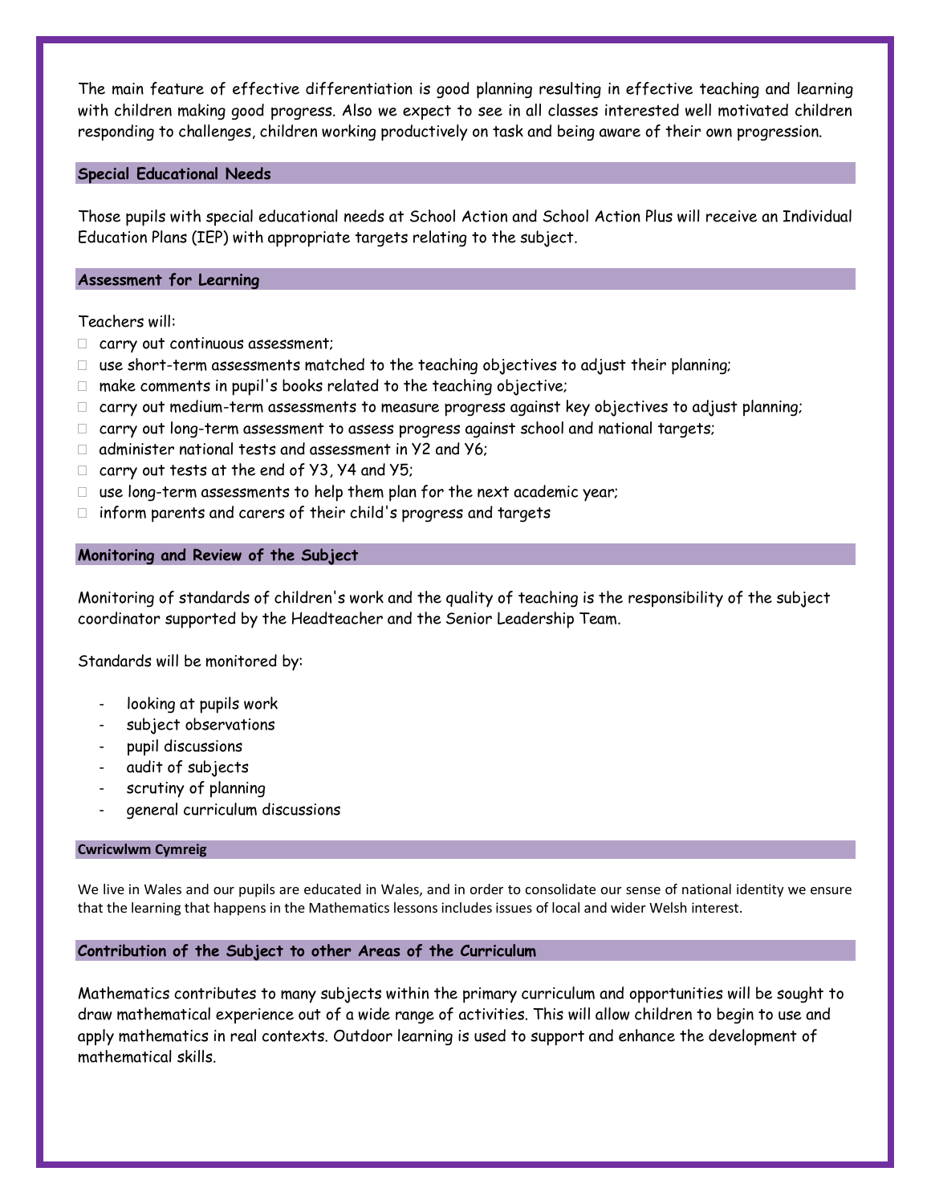The main feature of effective differentiation is good planning resulting in effective teaching and learning with children making good progress. Also we expect to see in all classes interested well motivated children responding to challenges, children working productively on task and being aware of their own progression.

## Special Educational Needs

Those pupils with special educational needs at School Action and School Action Plus will receive an Individual Education Plans (IEP) with appropriate targets relating to the subject.

## Assessment for Learning

Teachers will:

- carry out continuous assessment;
- use short-term assessments matched to the teaching objectives to adjust their planning;
- make comments in pupil's books related to the teaching objective;
- carry out medium-term assessments to measure progress against key objectives to adjust planning;
- carry out long-term assessment to assess progress against school and national targets;
- administer national tests and assessment in Y2 and Y6;
- carry out tests at the end of Y3, Y4 and Y5;
- use long-term assessments to help them plan for the next academic year;
- inform parents and carers of their child's progress and targets

## Monitoring and Review of the Subject

Monitoring of standards of children's work and the quality of teaching is the responsibility of the subject coordinator supported by the Headteacher and the Senior Leadership Team.

Standards will be monitored by:

- looking at pupils work
- subject observations
- pupil discussions
- audit of subjects
- scrutiny of planning
- general curriculum discussions

## Cwricwlwm Cymreig

We live in Wales and our pupils are educated in Wales, and in order to consolidate our sense of national identity we ensure that the learning that happens in the Mathematics lessons includes issues of local and wider Welsh interest.

## Contribution of the Subject to other Areas of the Curriculum

Mathematics contributes to many subjects within the primary curriculum and opportunities will be sought to draw mathematical experience out of a wide range of activities. This will allow children to begin to use and apply mathematics in real contexts. Outdoor learning is used to support and enhance the development of mathematical skills.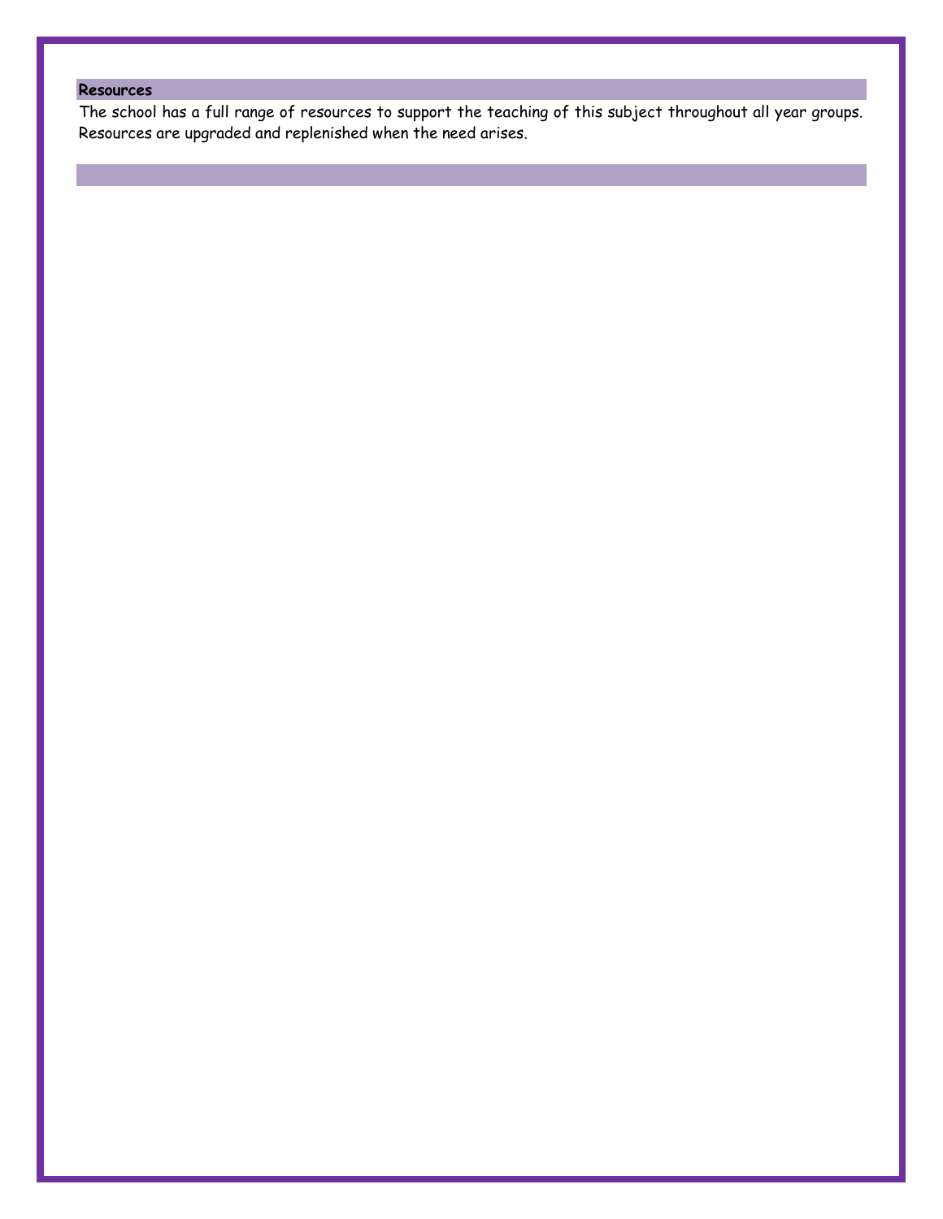## Resources

The school has a full range of resources to support the teaching of this subject throughout all year groups. Resources are upgraded and replenished when the need arises.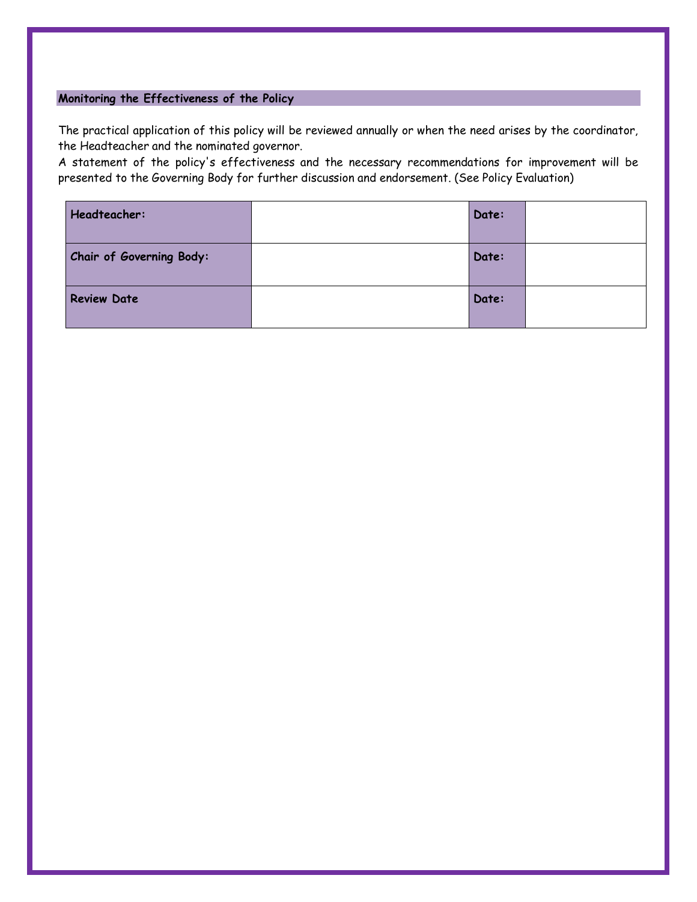## Monitoring the Effectiveness of the Policy

The practical application of this policy will be reviewed annually or when the need arises by the coordinator, the Headteacher and the nominated governor.

A statement of the policy's effectiveness and the necessary recommendations for improvement will be presented to the Governing Body for further discussion and endorsement. (See Policy Evaluation)

| | | | |
|---|---|---|---|
| **Headteacher:** | | **Date:** | |
| **Chair of Governing Body:** | | **Date:** | |
| **Review Date** | | **Date:** | |